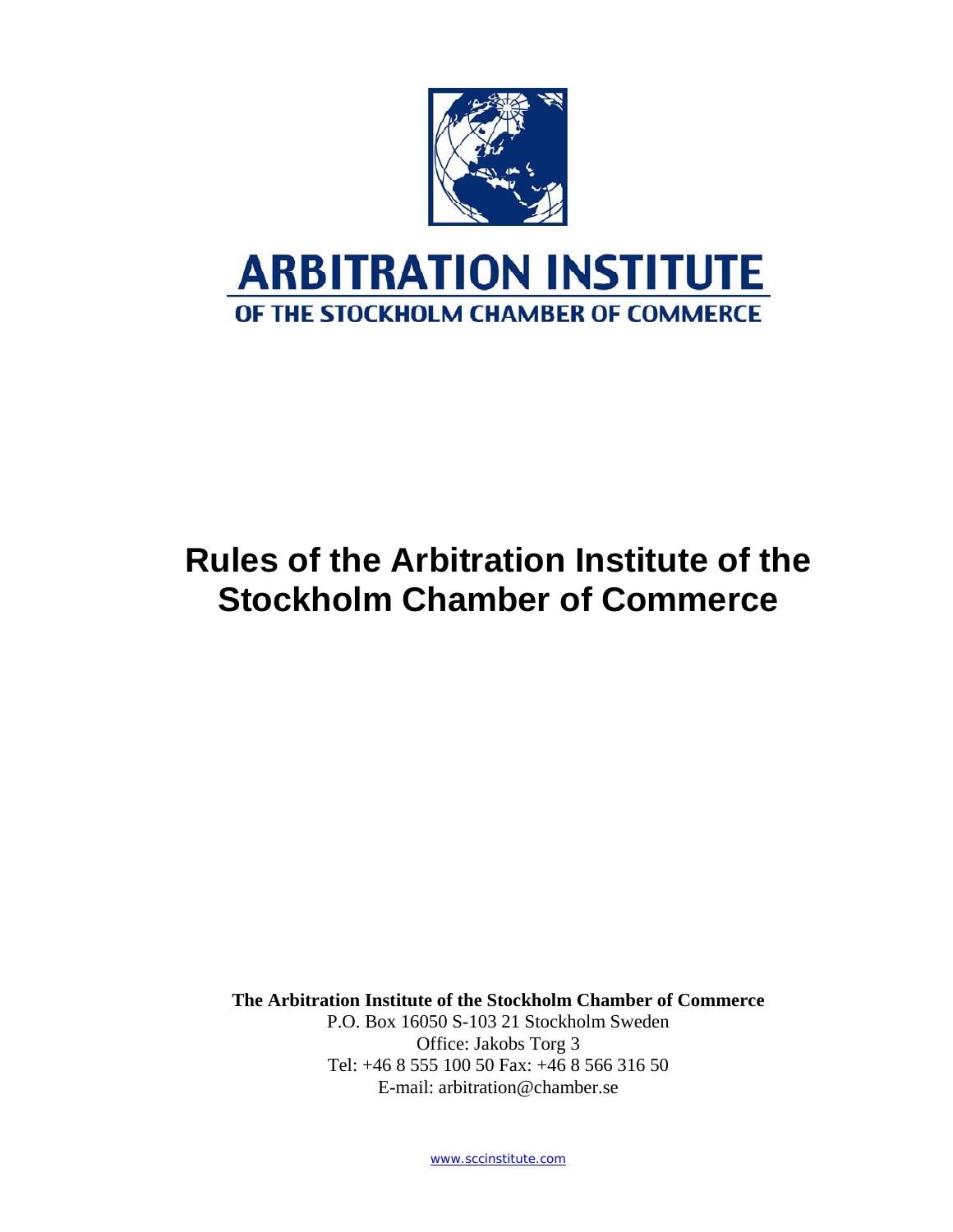**ARBITRATION INSTITUTE**

**OF THE STOCKHOLM CHAMBER OF COMMERCE**

# Rules of the Arbitration Institute of the Stockholm Chamber of Commerce

**The Arbitration Institute of the Stockholm Chamber of Commerce**

P.O. Box 16050 S-103 21 Stockholm Sweden

Office: Jakobs Torg 3

Tel: +46 8 555 100 50 Fax: +46 8 566 316 50

E-mail: arbitration@chamber.se

www.sccinstitute.com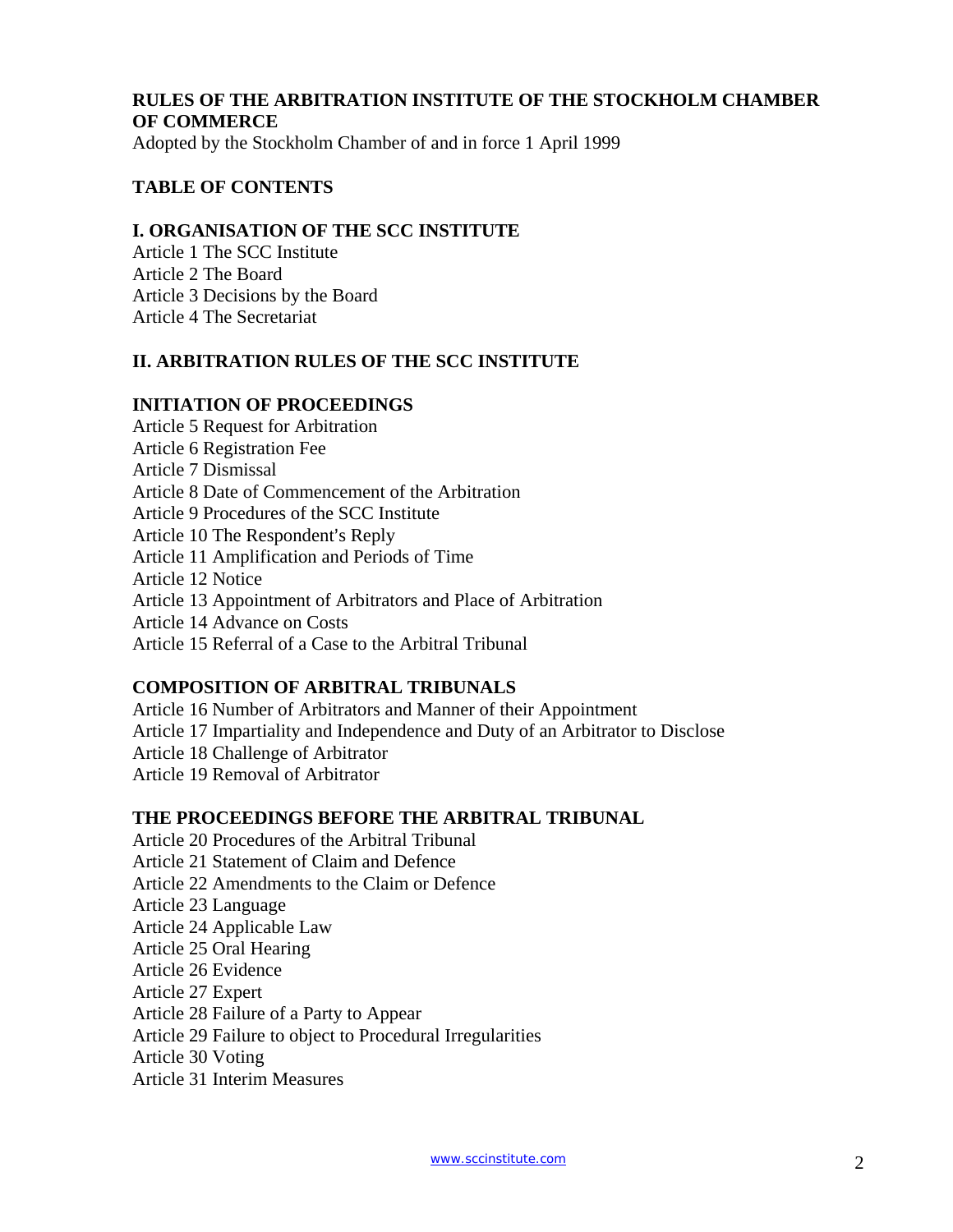**RULES OF THE ARBITRATION INSTITUTE OF THE STOCKHOLM CHAMBER OF COMMERCE**

Adopted by the Stockholm Chamber of and in force 1 April 1999

**TABLE OF CONTENTS**

**I. ORGANISATION OF THE SCC INSTITUTE**

Article 1 The SCC Institute
Article 2 The Board
Article 3 Decisions by the Board
Article 4 The Secretariat

**II. ARBITRATION RULES OF THE SCC INSTITUTE**

**INITIATION OF PROCEEDINGS**

Article 5 Request for Arbitration
Article 6 Registration Fee
Article 7 Dismissal
Article 8 Date of Commencement of the Arbitration
Article 9 Procedures of the SCC Institute
Article 10 The Respondent's Reply
Article 11 Amplification and Periods of Time
Article 12 Notice
Article 13 Appointment of Arbitrators and Place of Arbitration
Article 14 Advance on Costs
Article 15 Referral of a Case to the Arbitral Tribunal

**COMPOSITION OF ARBITRAL TRIBUNALS**

Article 16 Number of Arbitrators and Manner of their Appointment
Article 17 Impartiality and Independence and Duty of an Arbitrator to Disclose
Article 18 Challenge of Arbitrator
Article 19 Removal of Arbitrator

**THE PROCEEDINGS BEFORE THE ARBITRAL TRIBUNAL**

Article 20 Procedures of the Arbitral Tribunal
Article 21 Statement of Claim and Defence
Article 22 Amendments to the Claim or Defence
Article 23 Language
Article 24 Applicable Law
Article 25 Oral Hearing
Article 26 Evidence
Article 27 Expert
Article 28 Failure of a Party to Appear
Article 29 Failure to object to Procedural Irregularities
Article 30 Voting
Article 31 Interim Measures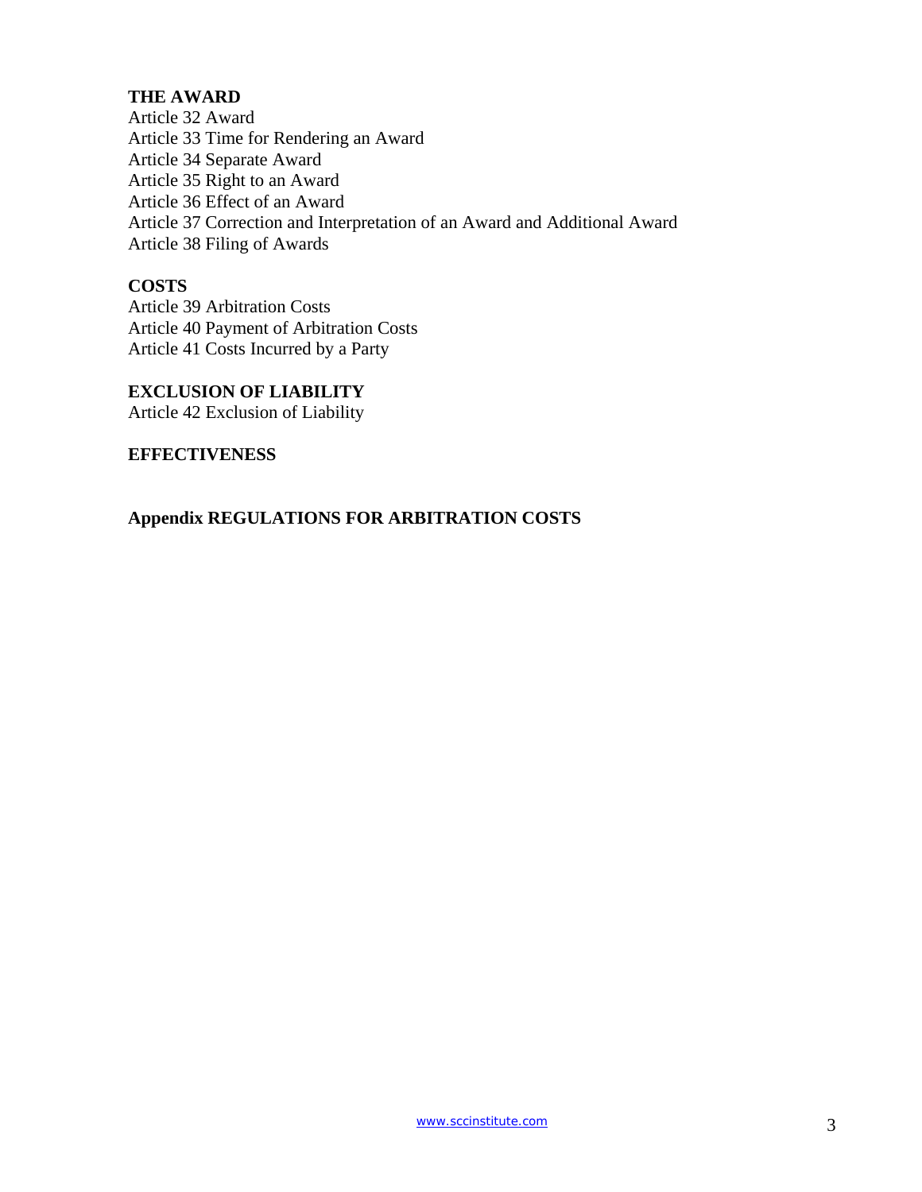**THE AWARD**

Article 32 Award
Article 33 Time for Rendering an Award
Article 34 Separate Award
Article 35 Right to an Award
Article 36 Effect of an Award
Article 37 Correction and Interpretation of an Award and Additional Award
Article 38 Filing of Awards

**COSTS**

Article 39 Arbitration Costs
Article 40 Payment of Arbitration Costs
Article 41 Costs Incurred by a Party

**EXCLUSION OF LIABILITY**

Article 42 Exclusion of Liability

**EFFECTIVENESS**

**Appendix REGULATIONS FOR ARBITRATION COSTS**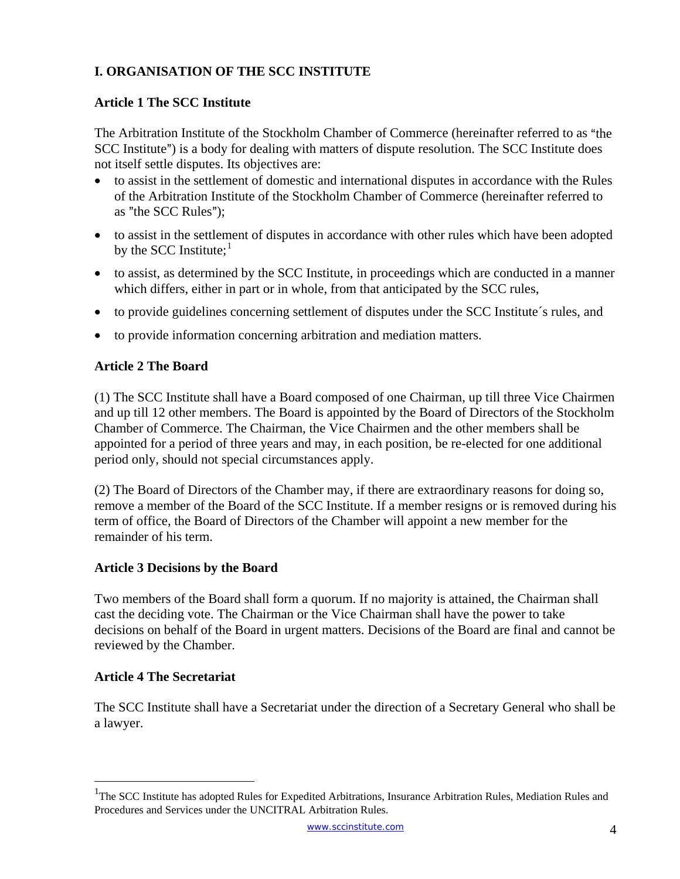## I. ORGANISATION OF THE SCC INSTITUTE

### Article 1 The SCC Institute

The Arbitration Institute of the Stockholm Chamber of Commerce (hereinafter referred to as "the SCC Institute") is a body for dealing with matters of dispute resolution. The SCC Institute does not itself settle disputes. Its objectives are:

- to assist in the settlement of domestic and international disputes in accordance with the Rules of the Arbitration Institute of the Stockholm Chamber of Commerce (hereinafter referred to as "the SCC Rules");
- to assist in the settlement of disputes in accordance with other rules which have been adopted by the SCC Institute;[1]
- to assist, as determined by the SCC Institute, in proceedings which are conducted in a manner which differs, either in part or in whole, from that anticipated by the SCC rules,
- to provide guidelines concerning settlement of disputes under the SCC Institute´s rules, and
- to provide information concerning arbitration and mediation matters.

### Article 2 The Board

(1) The SCC Institute shall have a Board composed of one Chairman, up till three Vice Chairmen and up till 12 other members. The Board is appointed by the Board of Directors of the Stockholm Chamber of Commerce. The Chairman, the Vice Chairmen and the other members shall be appointed for a period of three years and may, in each position, be re-elected for one additional period only, should not special circumstances apply.

(2) The Board of Directors of the Chamber may, if there are extraordinary reasons for doing so, remove a member of the Board of the SCC Institute. If a member resigns or is removed during his term of office, the Board of Directors of the Chamber will appoint a new member for the remainder of his term.

### Article 3 Decisions by the Board

Two members of the Board shall form a quorum. If no majority is attained, the Chairman shall cast the deciding vote. The Chairman or the Vice Chairman shall have the power to take decisions on behalf of the Board in urgent matters. Decisions of the Board are final and cannot be reviewed by the Chamber.

### Article 4 The Secretariat

The SCC Institute shall have a Secretariat under the direction of a Secretary General who shall be a lawyer.

---

[1] The SCC Institute has adopted Rules for Expedited Arbitrations, Insurance Arbitration Rules, Mediation Rules and Procedures and Services under the UNCITRAL Arbitration Rules.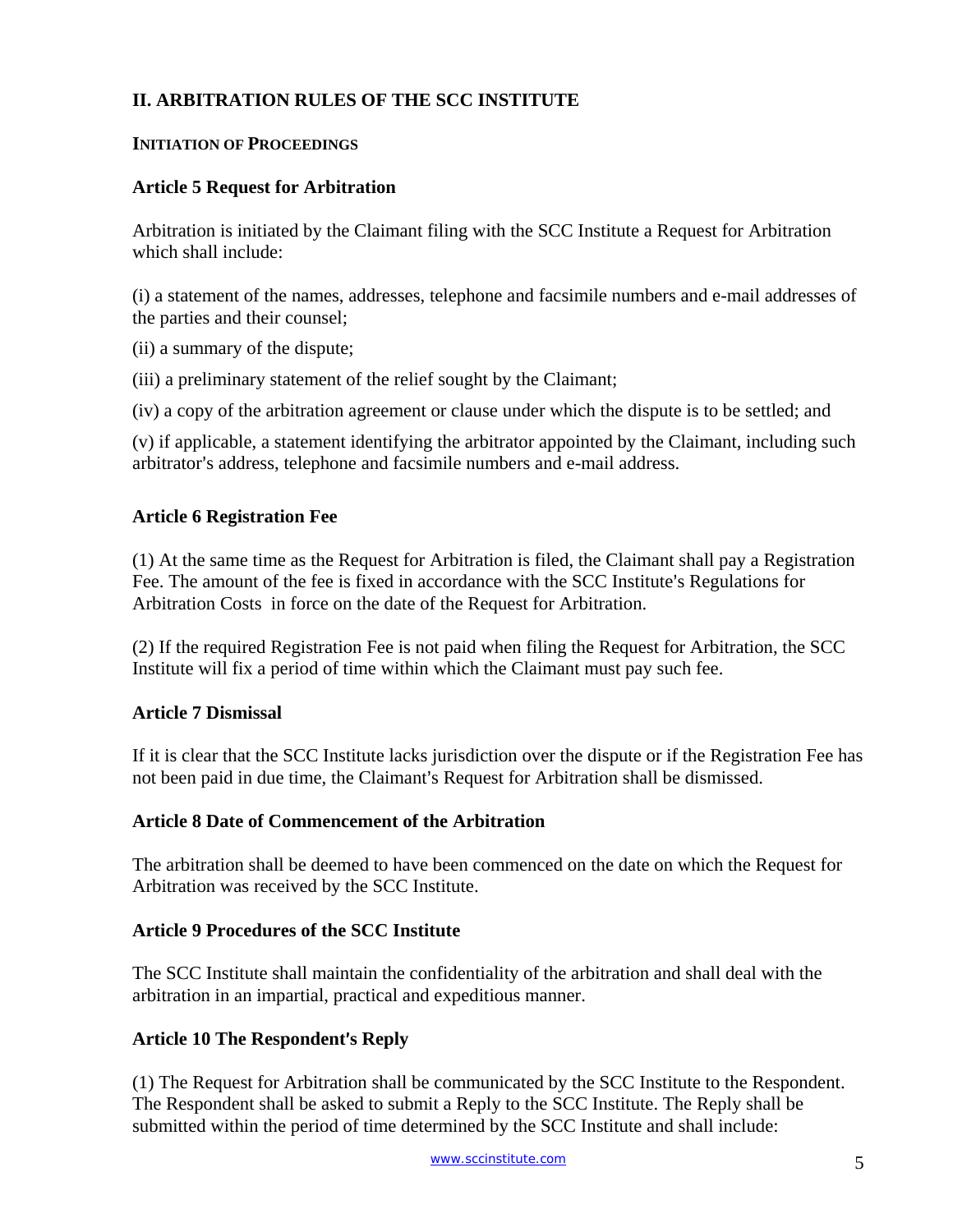## II. ARBITRATION RULES OF THE SCC INSTITUTE

### INITIATION OF PROCEEDINGS

### Article 5 Request for Arbitration

Arbitration is initiated by the Claimant filing with the SCC Institute a Request for Arbitration which shall include:

(i) a statement of the names, addresses, telephone and facsimile numbers and e-mail addresses of the parties and their counsel;

(ii) a summary of the dispute;

(iii) a preliminary statement of the relief sought by the Claimant;

(iv) a copy of the arbitration agreement or clause under which the dispute is to be settled; and

(v) if applicable, a statement identifying the arbitrator appointed by the Claimant, including such arbitrator's address, telephone and facsimile numbers and e-mail address.

### Article 6 Registration Fee

(1) At the same time as the Request for Arbitration is filed, the Claimant shall pay a Registration Fee. The amount of the fee is fixed in accordance with the SCC Institute's Regulations for Arbitration Costs in force on the date of the Request for Arbitration.

(2) If the required Registration Fee is not paid when filing the Request for Arbitration, the SCC Institute will fix a period of time within which the Claimant must pay such fee.

### Article 7 Dismissal

If it is clear that the SCC Institute lacks jurisdiction over the dispute or if the Registration Fee has not been paid in due time, the Claimant's Request for Arbitration shall be dismissed.

### Article 8 Date of Commencement of the Arbitration

The arbitration shall be deemed to have been commenced on the date on which the Request for Arbitration was received by the SCC Institute.

### Article 9 Procedures of the SCC Institute

The SCC Institute shall maintain the confidentiality of the arbitration and shall deal with the arbitration in an impartial, practical and expeditious manner.

### Article 10 The Respondent's Reply

(1) The Request for Arbitration shall be communicated by the SCC Institute to the Respondent. The Respondent shall be asked to submit a Reply to the SCC Institute. The Reply shall be submitted within the period of time determined by the SCC Institute and shall include: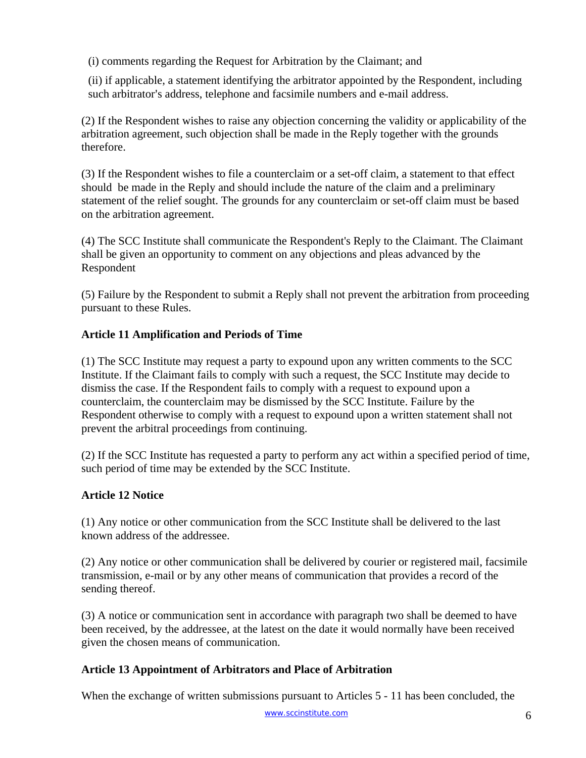(i) comments regarding the Request for Arbitration by the Claimant; and

(ii) if applicable, a statement identifying the arbitrator appointed by the Respondent, including such arbitrator's address, telephone and facsimile numbers and e-mail address.

(2) If the Respondent wishes to raise any objection concerning the validity or applicability of the arbitration agreement, such objection shall be made in the Reply together with the grounds therefore.

(3) If the Respondent wishes to file a counterclaim or a set-off claim, a statement to that effect should be made in the Reply and should include the nature of the claim and a preliminary statement of the relief sought. The grounds for any counterclaim or set-off claim must be based on the arbitration agreement.

(4) The SCC Institute shall communicate the Respondent's Reply to the Claimant. The Claimant shall be given an opportunity to comment on any objections and pleas advanced by the Respondent

(5) Failure by the Respondent to submit a Reply shall not prevent the arbitration from proceeding pursuant to these Rules.

### Article 11 Amplification and Periods of Time

(1) The SCC Institute may request a party to expound upon any written comments to the SCC Institute. If the Claimant fails to comply with such a request, the SCC Institute may decide to dismiss the case. If the Respondent fails to comply with a request to expound upon a counterclaim, the counterclaim may be dismissed by the SCC Institute. Failure by the Respondent otherwise to comply with a request to expound upon a written statement shall not prevent the arbitral proceedings from continuing.

(2) If the SCC Institute has requested a party to perform any act within a specified period of time, such period of time may be extended by the SCC Institute.

### Article 12 Notice

(1) Any notice or other communication from the SCC Institute shall be delivered to the last known address of the addressee.

(2) Any notice or other communication shall be delivered by courier or registered mail, facsimile transmission, e-mail or by any other means of communication that provides a record of the sending thereof.

(3) A notice or communication sent in accordance with paragraph two shall be deemed to have been received, by the addressee, at the latest on the date it would normally have been received given the chosen means of communication.

### Article 13 Appointment of Arbitrators and Place of Arbitration

When the exchange of written submissions pursuant to Articles 5 - 11 has been concluded, the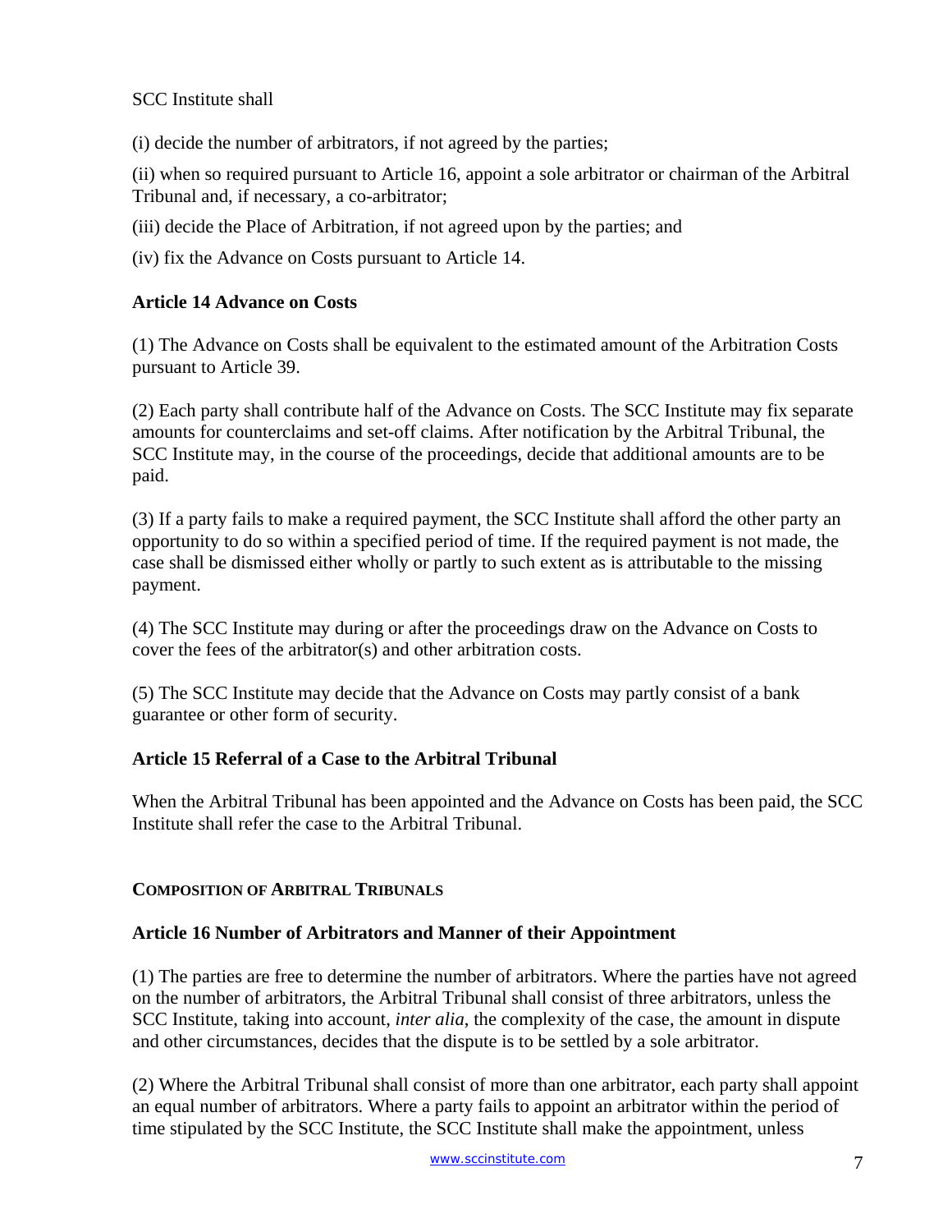SCC Institute shall

(i) decide the number of arbitrators, if not agreed by the parties;

(ii) when so required pursuant to Article 16, appoint a sole arbitrator or chairman of the Arbitral Tribunal and, if necessary, a co-arbitrator;

(iii) decide the Place of Arbitration, if not agreed upon by the parties; and

(iv) fix the Advance on Costs pursuant to Article 14.

### Article 14 Advance on Costs

(1) The Advance on Costs shall be equivalent to the estimated amount of the Arbitration Costs pursuant to Article 39.

(2) Each party shall contribute half of the Advance on Costs. The SCC Institute may fix separate amounts for counterclaims and set-off claims. After notification by the Arbitral Tribunal, the SCC Institute may, in the course of the proceedings, decide that additional amounts are to be paid.

(3) If a party fails to make a required payment, the SCC Institute shall afford the other party an opportunity to do so within a specified period of time. If the required payment is not made, the case shall be dismissed either wholly or partly to such extent as is attributable to the missing payment.

(4) The SCC Institute may during or after the proceedings draw on the Advance on Costs to cover the fees of the arbitrator(s) and other arbitration costs.

(5) The SCC Institute may decide that the Advance on Costs may partly consist of a bank guarantee or other form of security.

### Article 15 Referral of a Case to the Arbitral Tribunal

When the Arbitral Tribunal has been appointed and the Advance on Costs has been paid, the SCC Institute shall refer the case to the Arbitral Tribunal.

## COMPOSITION OF ARBITRAL TRIBUNALS

### Article 16 Number of Arbitrators and Manner of their Appointment

(1) The parties are free to determine the number of arbitrators. Where the parties have not agreed on the number of arbitrators, the Arbitral Tribunal shall consist of three arbitrators, unless the SCC Institute, taking into account, *inter alia*, the complexity of the case, the amount in dispute and other circumstances, decides that the dispute is to be settled by a sole arbitrator.

(2) Where the Arbitral Tribunal shall consist of more than one arbitrator, each party shall appoint an equal number of arbitrators. Where a party fails to appoint an arbitrator within the period of time stipulated by the SCC Institute, the SCC Institute shall make the appointment, unless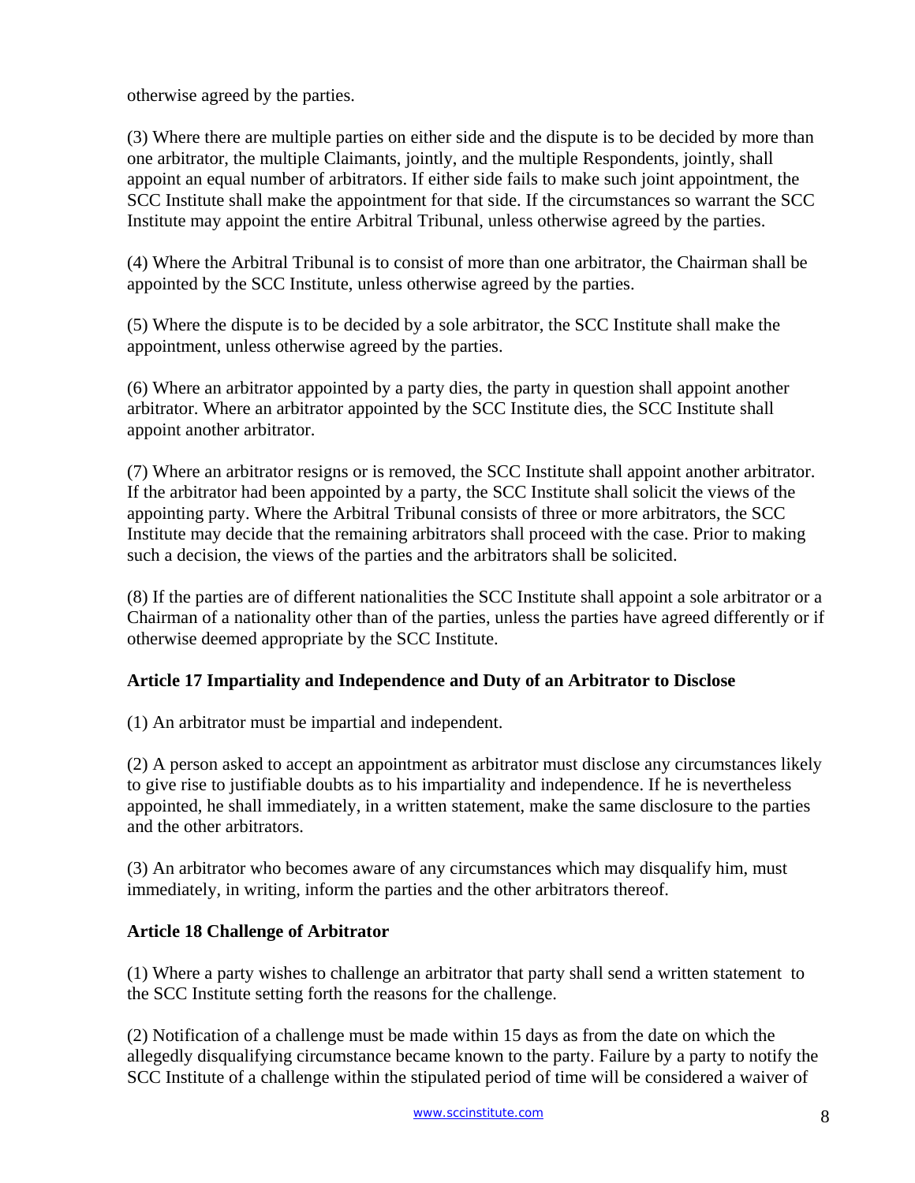otherwise agreed by the parties.

(3) Where there are multiple parties on either side and the dispute is to be decided by more than one arbitrator, the multiple Claimants, jointly, and the multiple Respondents, jointly, shall appoint an equal number of arbitrators. If either side fails to make such joint appointment, the SCC Institute shall make the appointment for that side. If the circumstances so warrant the SCC Institute may appoint the entire Arbitral Tribunal, unless otherwise agreed by the parties.

(4) Where the Arbitral Tribunal is to consist of more than one arbitrator, the Chairman shall be appointed by the SCC Institute, unless otherwise agreed by the parties.

(5) Where the dispute is to be decided by a sole arbitrator, the SCC Institute shall make the appointment, unless otherwise agreed by the parties.

(6) Where an arbitrator appointed by a party dies, the party in question shall appoint another arbitrator. Where an arbitrator appointed by the SCC Institute dies, the SCC Institute shall appoint another arbitrator.

(7) Where an arbitrator resigns or is removed, the SCC Institute shall appoint another arbitrator. If the arbitrator had been appointed by a party, the SCC Institute shall solicit the views of the appointing party. Where the Arbitral Tribunal consists of three or more arbitrators, the SCC Institute may decide that the remaining arbitrators shall proceed with the case. Prior to making such a decision, the views of the parties and the arbitrators shall be solicited.

(8) If the parties are of different nationalities the SCC Institute shall appoint a sole arbitrator or a Chairman of a nationality other than of the parties, unless the parties have agreed differently or if otherwise deemed appropriate by the SCC Institute.

**Article 17 Impartiality and Independence and Duty of an Arbitrator to Disclose**

(1) An arbitrator must be impartial and independent.

(2) A person asked to accept an appointment as arbitrator must disclose any circumstances likely to give rise to justifiable doubts as to his impartiality and independence. If he is nevertheless appointed, he shall immediately, in a written statement, make the same disclosure to the parties and the other arbitrators.

(3) An arbitrator who becomes aware of any circumstances which may disqualify him, must immediately, in writing, inform the parties and the other arbitrators thereof.

**Article 18 Challenge of Arbitrator**

(1) Where a party wishes to challenge an arbitrator that party shall send a written statement to the SCC Institute setting forth the reasons for the challenge.

(2) Notification of a challenge must be made within 15 days as from the date on which the allegedly disqualifying circumstance became known to the party. Failure by a party to notify the SCC Institute of a challenge within the stipulated period of time will be considered a waiver of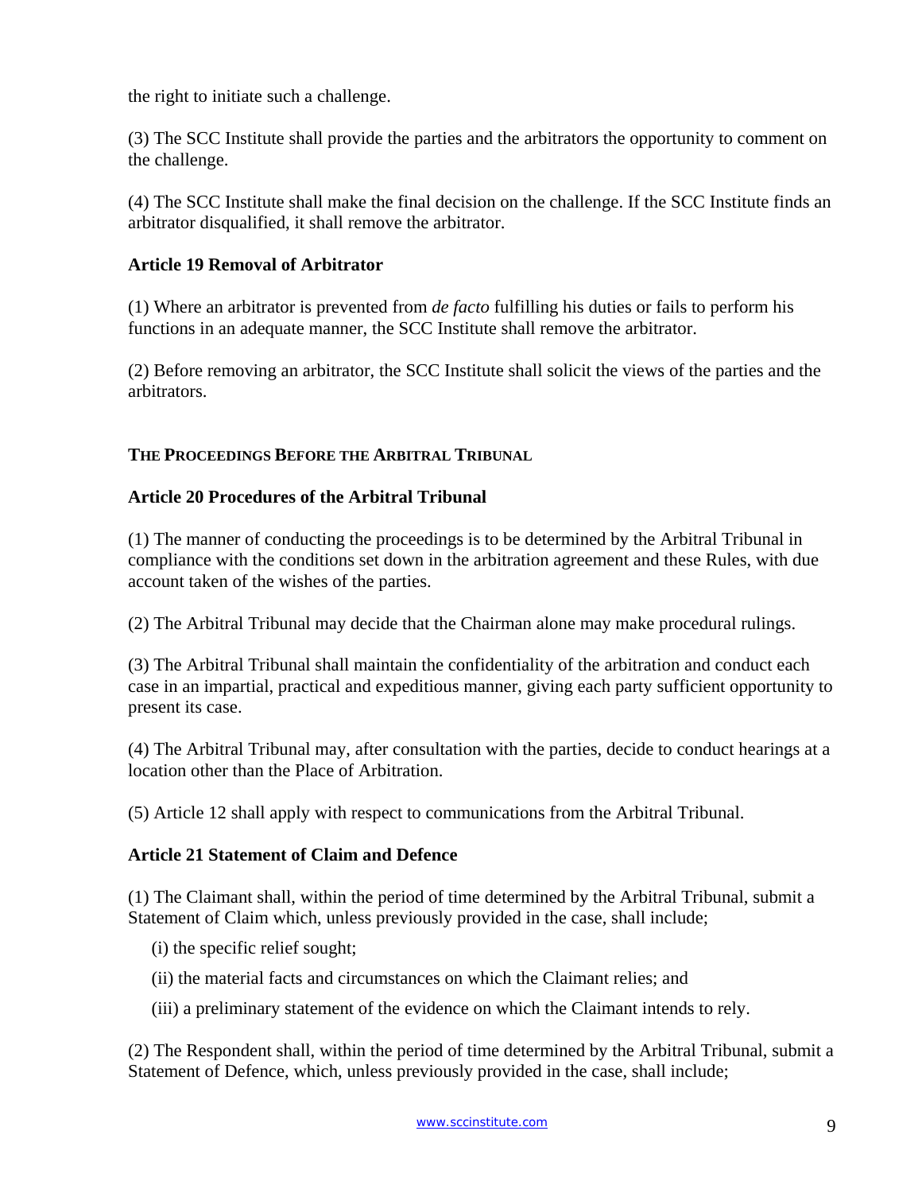the right to initiate such a challenge.

(3) The SCC Institute shall provide the parties and the arbitrators the opportunity to comment on the challenge.

(4) The SCC Institute shall make the final decision on the challenge. If the SCC Institute finds an arbitrator disqualified, it shall remove the arbitrator.

**Article 19 Removal of Arbitrator**

(1) Where an arbitrator is prevented from *de facto* fulfilling his duties or fails to perform his functions in an adequate manner, the SCC Institute shall remove the arbitrator.

(2) Before removing an arbitrator, the SCC Institute shall solicit the views of the parties and the arbitrators.

## THE PROCEEDINGS BEFORE THE ARBITRAL TRIBUNAL

**Article 20 Procedures of the Arbitral Tribunal**

(1) The manner of conducting the proceedings is to be determined by the Arbitral Tribunal in compliance with the conditions set down in the arbitration agreement and these Rules, with due account taken of the wishes of the parties.

(2) The Arbitral Tribunal may decide that the Chairman alone may make procedural rulings.

(3) The Arbitral Tribunal shall maintain the confidentiality of the arbitration and conduct each case in an impartial, practical and expeditious manner, giving each party sufficient opportunity to present its case.

(4) The Arbitral Tribunal may, after consultation with the parties, decide to conduct hearings at a location other than the Place of Arbitration.

(5) Article 12 shall apply with respect to communications from the Arbitral Tribunal.

**Article 21 Statement of Claim and Defence**

(1) The Claimant shall, within the period of time determined by the Arbitral Tribunal, submit a Statement of Claim which, unless previously provided in the case, shall include;

(i) the specific relief sought;

(ii) the material facts and circumstances on which the Claimant relies; and

(iii) a preliminary statement of the evidence on which the Claimant intends to rely.

(2) The Respondent shall, within the period of time determined by the Arbitral Tribunal, submit a Statement of Defence, which, unless previously provided in the case, shall include;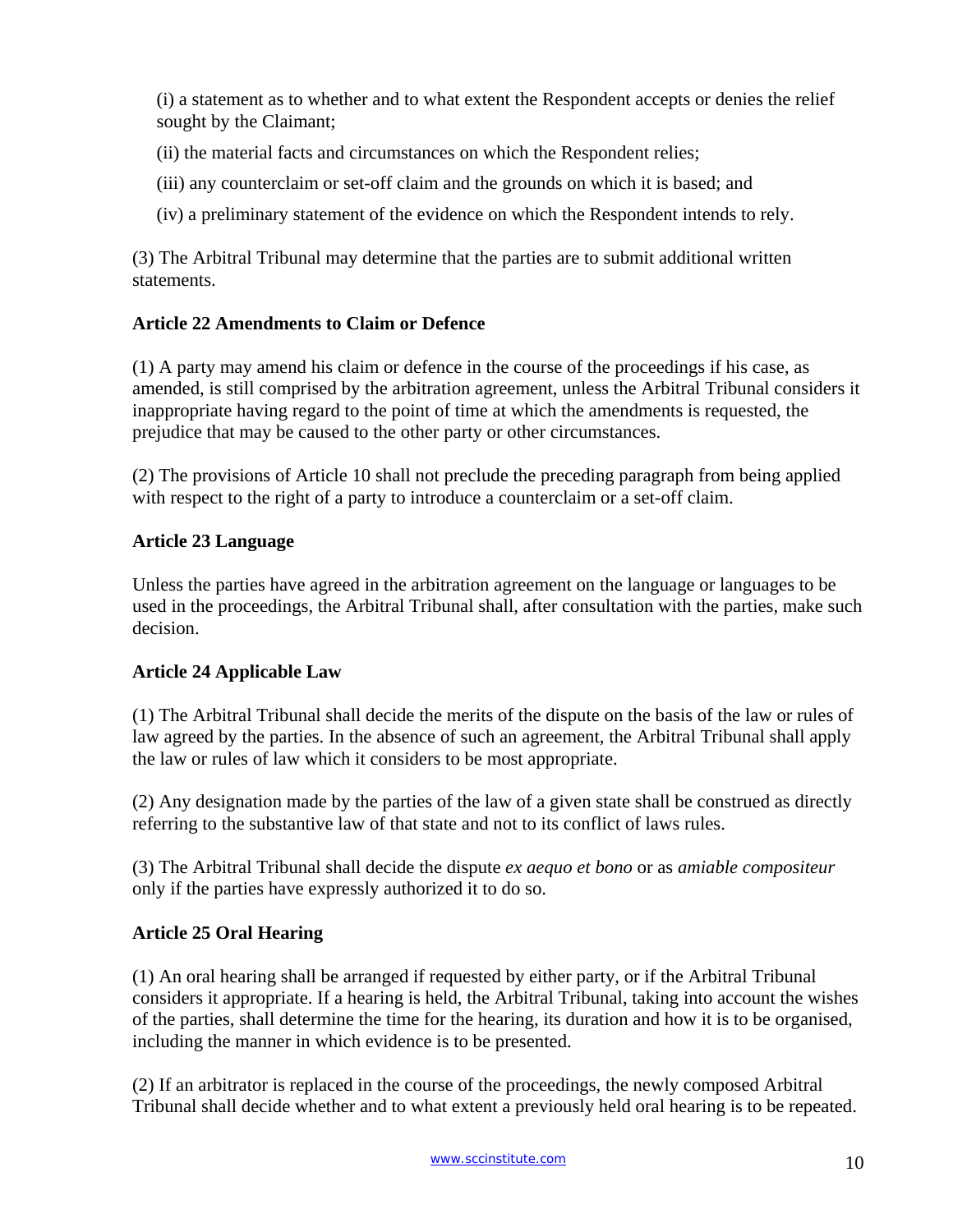(i) a statement as to whether and to what extent the Respondent accepts or denies the relief sought by the Claimant;

(ii) the material facts and circumstances on which the Respondent relies;

(iii) any counterclaim or set-off claim and the grounds on which it is based; and

(iv) a preliminary statement of the evidence on which the Respondent intends to rely.

(3) The Arbitral Tribunal may determine that the parties are to submit additional written statements.

**Article 22 Amendments to Claim or Defence**

(1) A party may amend his claim or defence in the course of the proceedings if his case, as amended, is still comprised by the arbitration agreement, unless the Arbitral Tribunal considers it inappropriate having regard to the point of time at which the amendments is requested, the prejudice that may be caused to the other party or other circumstances.

(2) The provisions of Article 10 shall not preclude the preceding paragraph from being applied with respect to the right of a party to introduce a counterclaim or a set-off claim.

**Article 23 Language**

Unless the parties have agreed in the arbitration agreement on the language or languages to be used in the proceedings, the Arbitral Tribunal shall, after consultation with the parties, make such decision.

**Article 24 Applicable Law**

(1) The Arbitral Tribunal shall decide the merits of the dispute on the basis of the law or rules of law agreed by the parties. In the absence of such an agreement, the Arbitral Tribunal shall apply the law or rules of law which it considers to be most appropriate.

(2) Any designation made by the parties of the law of a given state shall be construed as directly referring to the substantive law of that state and not to its conflict of laws rules.

(3) The Arbitral Tribunal shall decide the dispute *ex aequo et bono* or as *amiable compositeur* only if the parties have expressly authorized it to do so.

**Article 25 Oral Hearing**

(1) An oral hearing shall be arranged if requested by either party, or if the Arbitral Tribunal considers it appropriate. If a hearing is held, the Arbitral Tribunal, taking into account the wishes of the parties, shall determine the time for the hearing, its duration and how it is to be organised, including the manner in which evidence is to be presented.

(2) If an arbitrator is replaced in the course of the proceedings, the newly composed Arbitral Tribunal shall decide whether and to what extent a previously held oral hearing is to be repeated.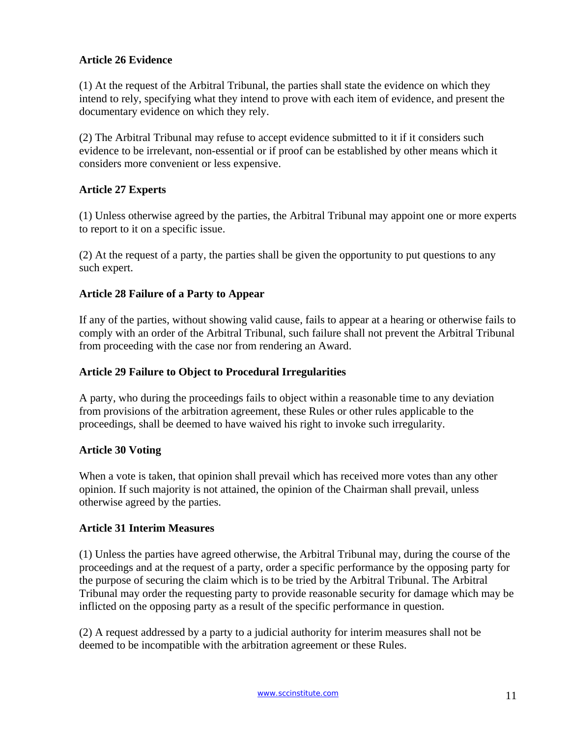### Article 26 Evidence

(1) At the request of the Arbitral Tribunal, the parties shall state the evidence on which they intend to rely, specifying what they intend to prove with each item of evidence, and present the documentary evidence on which they rely.

(2) The Arbitral Tribunal may refuse to accept evidence submitted to it if it considers such evidence to be irrelevant, non-essential or if proof can be established by other means which it considers more convenient or less expensive.

### Article 27 Experts

(1) Unless otherwise agreed by the parties, the Arbitral Tribunal may appoint one or more experts to report to it on a specific issue.

(2) At the request of a party, the parties shall be given the opportunity to put questions to any such expert.

### Article 28 Failure of a Party to Appear

If any of the parties, without showing valid cause, fails to appear at a hearing or otherwise fails to comply with an order of the Arbitral Tribunal, such failure shall not prevent the Arbitral Tribunal from proceeding with the case nor from rendering an Award.

### Article 29 Failure to Object to Procedural Irregularities

A party, who during the proceedings fails to object within a reasonable time to any deviation from provisions of the arbitration agreement, these Rules or other rules applicable to the proceedings, shall be deemed to have waived his right to invoke such irregularity.

### Article 30 Voting

When a vote is taken, that opinion shall prevail which has received more votes than any other opinion. If such majority is not attained, the opinion of the Chairman shall prevail, unless otherwise agreed by the parties.

### Article 31 Interim Measures

(1) Unless the parties have agreed otherwise, the Arbitral Tribunal may, during the course of the proceedings and at the request of a party, order a specific performance by the opposing party for the purpose of securing the claim which is to be tried by the Arbitral Tribunal. The Arbitral Tribunal may order the requesting party to provide reasonable security for damage which may be inflicted on the opposing party as a result of the specific performance in question.

(2) A request addressed by a party to a judicial authority for interim measures shall not be deemed to be incompatible with the arbitration agreement or these Rules.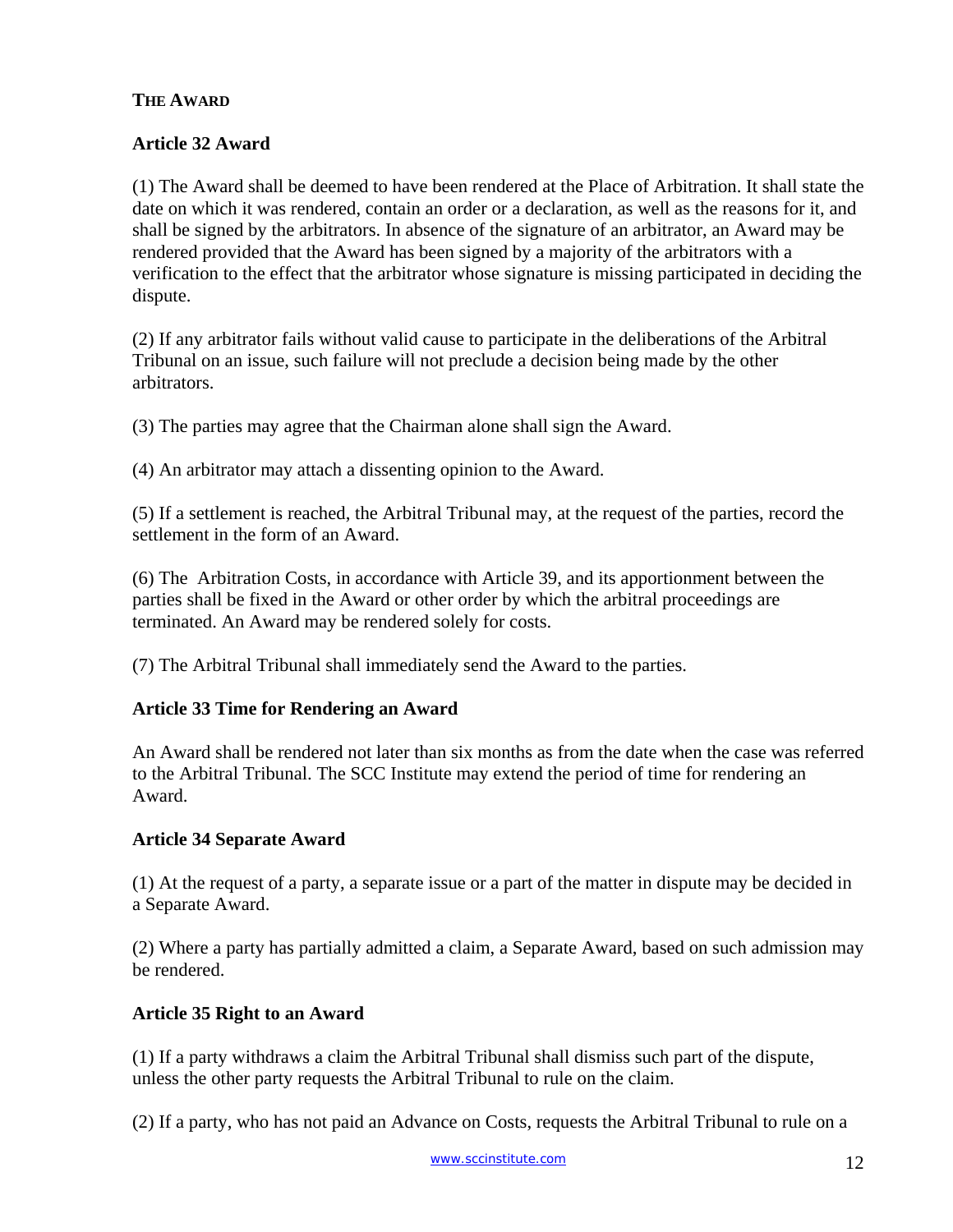## THE AWARD

### Article 32 Award

(1) The Award shall be deemed to have been rendered at the Place of Arbitration. It shall state the date on which it was rendered, contain an order or a declaration, as well as the reasons for it, and shall be signed by the arbitrators. In absence of the signature of an arbitrator, an Award may be rendered provided that the Award has been signed by a majority of the arbitrators with a verification to the effect that the arbitrator whose signature is missing participated in deciding the dispute.

(2) If any arbitrator fails without valid cause to participate in the deliberations of the Arbitral Tribunal on an issue, such failure will not preclude a decision being made by the other arbitrators.

(3) The parties may agree that the Chairman alone shall sign the Award.

(4) An arbitrator may attach a dissenting opinion to the Award.

(5) If a settlement is reached, the Arbitral Tribunal may, at the request of the parties, record the settlement in the form of an Award.

(6) The Arbitration Costs, in accordance with Article 39, and its apportionment between the parties shall be fixed in the Award or other order by which the arbitral proceedings are terminated. An Award may be rendered solely for costs.

(7) The Arbitral Tribunal shall immediately send the Award to the parties.

### Article 33 Time for Rendering an Award

An Award shall be rendered not later than six months as from the date when the case was referred to the Arbitral Tribunal. The SCC Institute may extend the period of time for rendering an Award.

### Article 34 Separate Award

(1) At the request of a party, a separate issue or a part of the matter in dispute may be decided in a Separate Award.

(2) Where a party has partially admitted a claim, a Separate Award, based on such admission may be rendered.

### Article 35 Right to an Award

(1) If a party withdraws a claim the Arbitral Tribunal shall dismiss such part of the dispute, unless the other party requests the Arbitral Tribunal to rule on the claim.

(2) If a party, who has not paid an Advance on Costs, requests the Arbitral Tribunal to rule on a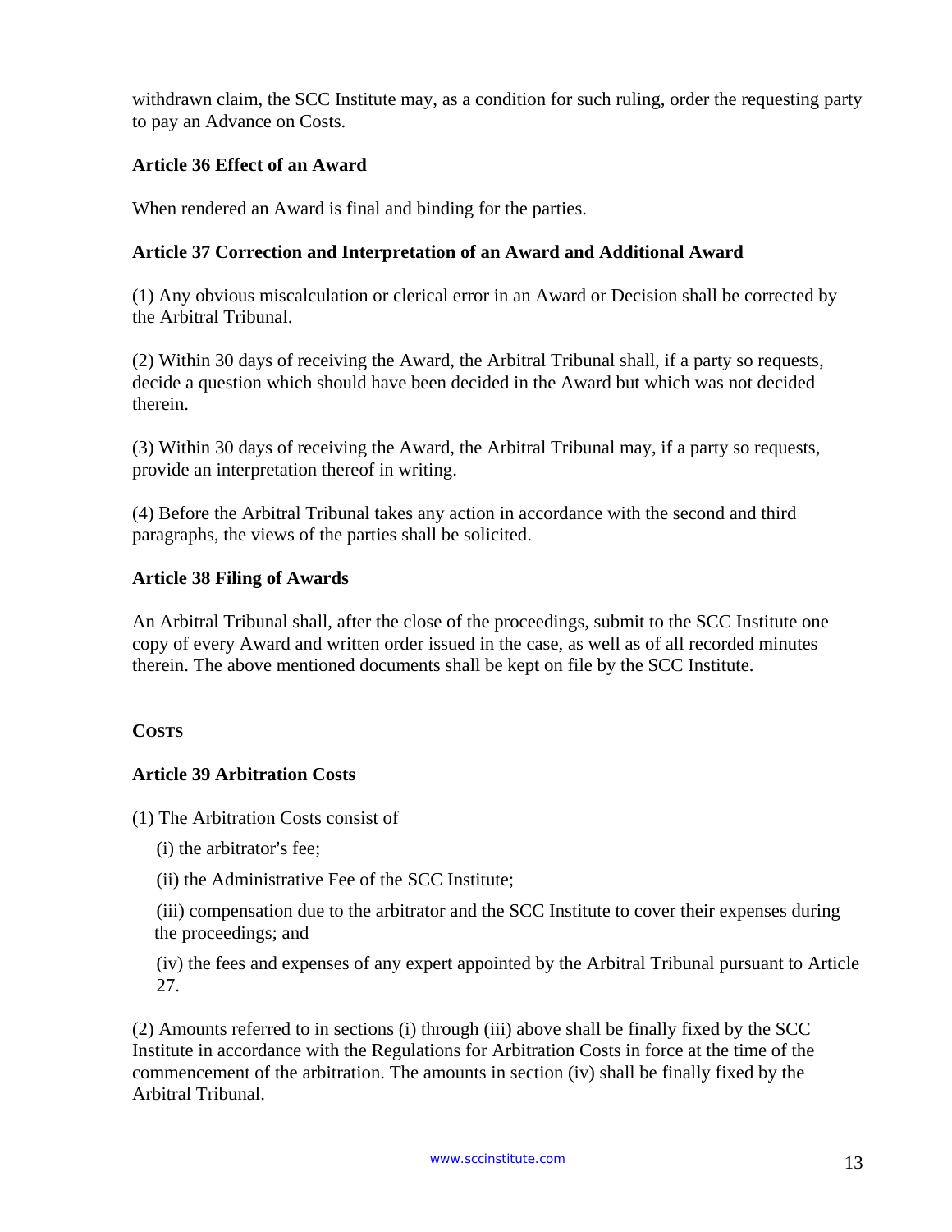withdrawn claim, the SCC Institute may, as a condition for such ruling, order the requesting party to pay an Advance on Costs.

### Article 36 Effect of an Award

When rendered an Award is final and binding for the parties.

### Article 37 Correction and Interpretation of an Award and Additional Award

(1) Any obvious miscalculation or clerical error in an Award or Decision shall be corrected by the Arbitral Tribunal.

(2) Within 30 days of receiving the Award, the Arbitral Tribunal shall, if a party so requests, decide a question which should have been decided in the Award but which was not decided therein.

(3) Within 30 days of receiving the Award, the Arbitral Tribunal may, if a party so requests, provide an interpretation thereof in writing.

(4) Before the Arbitral Tribunal takes any action in accordance with the second and third paragraphs, the views of the parties shall be solicited.

### Article 38 Filing of Awards

An Arbitral Tribunal shall, after the close of the proceedings, submit to the SCC Institute one copy of every Award and written order issued in the case, as well as of all recorded minutes therein. The above mentioned documents shall be kept on file by the SCC Institute.

## COSTS

### Article 39 Arbitration Costs

(1) The Arbitration Costs consist of

(i) the arbitrator's fee;

(ii) the Administrative Fee of the SCC Institute;

(iii) compensation due to the arbitrator and the SCC Institute to cover their expenses during the proceedings; and

(iv) the fees and expenses of any expert appointed by the Arbitral Tribunal pursuant to Article 27.

(2) Amounts referred to in sections (i) through (iii) above shall be finally fixed by the SCC Institute in accordance with the Regulations for Arbitration Costs in force at the time of the commencement of the arbitration. The amounts in section (iv) shall be finally fixed by the Arbitral Tribunal.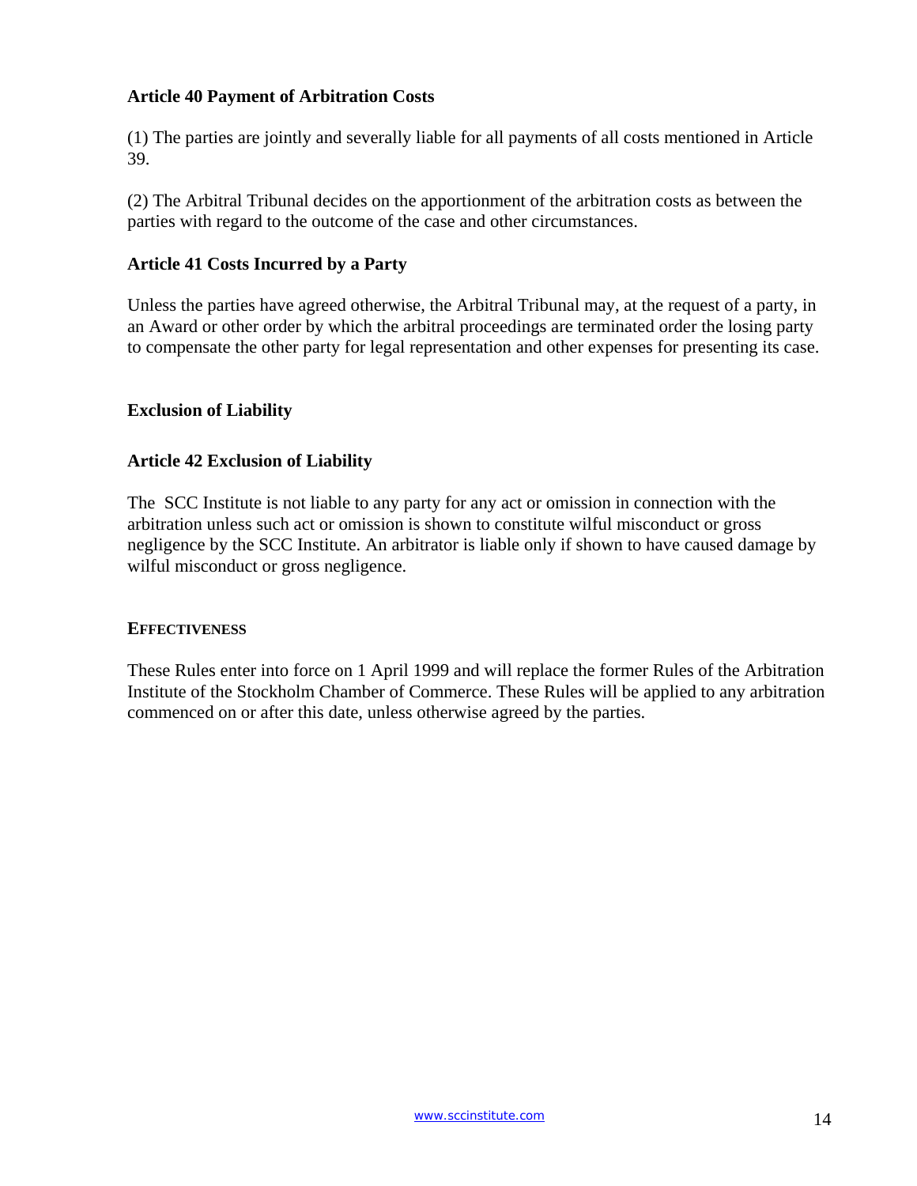**Article 40 Payment of Arbitration Costs**

(1) The parties are jointly and severally liable for all payments of all costs mentioned in Article 39.

(2) The Arbitral Tribunal decides on the apportionment of the arbitration costs as between the parties with regard to the outcome of the case and other circumstances.

**Article 41 Costs Incurred by a Party**

Unless the parties have agreed otherwise, the Arbitral Tribunal may, at the request of a party, in an Award or other order by which the arbitral proceedings are terminated order the losing party to compensate the other party for legal representation and other expenses for presenting its case.

## Exclusion of Liability

**Article 42 Exclusion of Liability**

The SCC Institute is not liable to any party for any act or omission in connection with the arbitration unless such act or omission is shown to constitute wilful misconduct or gross negligence by the SCC Institute. An arbitrator is liable only if shown to have caused damage by wilful misconduct or gross negligence.

## EFFECTIVENESS

These Rules enter into force on 1 April 1999 and will replace the former Rules of the Arbitration Institute of the Stockholm Chamber of Commerce. These Rules will be applied to any arbitration commenced on or after this date, unless otherwise agreed by the parties.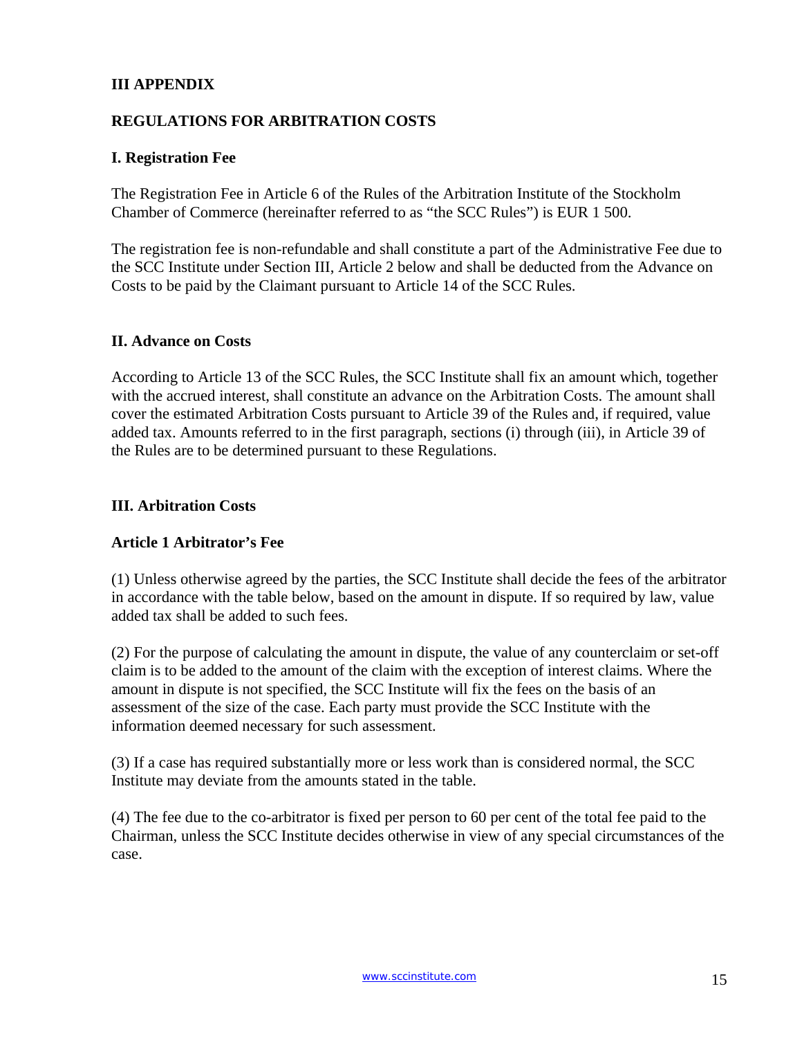## III APPENDIX

## REGULATIONS FOR ARBITRATION COSTS

### I. Registration Fee

The Registration Fee in Article 6 of the Rules of the Arbitration Institute of the Stockholm Chamber of Commerce (hereinafter referred to as "the SCC Rules") is EUR 1 500.

The registration fee is non-refundable and shall constitute a part of the Administrative Fee due to the SCC Institute under Section III, Article 2 below and shall be deducted from the Advance on Costs to be paid by the Claimant pursuant to Article 14 of the SCC Rules.

### II. Advance on Costs

According to Article 13 of the SCC Rules, the SCC Institute shall fix an amount which, together with the accrued interest, shall constitute an advance on the Arbitration Costs. The amount shall cover the estimated Arbitration Costs pursuant to Article 39 of the Rules and, if required, value added tax. Amounts referred to in the first paragraph, sections (i) through (iii), in Article 39 of the Rules are to be determined pursuant to these Regulations.

### III. Arbitration Costs

#### Article 1 Arbitrator's Fee

(1) Unless otherwise agreed by the parties, the SCC Institute shall decide the fees of the arbitrator in accordance with the table below, based on the amount in dispute. If so required by law, value added tax shall be added to such fees.

(2) For the purpose of calculating the amount in dispute, the value of any counterclaim or set-off claim is to be added to the amount of the claim with the exception of interest claims. Where the amount in dispute is not specified, the SCC Institute will fix the fees on the basis of an assessment of the size of the case. Each party must provide the SCC Institute with the information deemed necessary for such assessment.

(3) If a case has required substantially more or less work than is considered normal, the SCC Institute may deviate from the amounts stated in the table.

(4) The fee due to the co-arbitrator is fixed per person to 60 per cent of the total fee paid to the Chairman, unless the SCC Institute decides otherwise in view of any special circumstances of the case.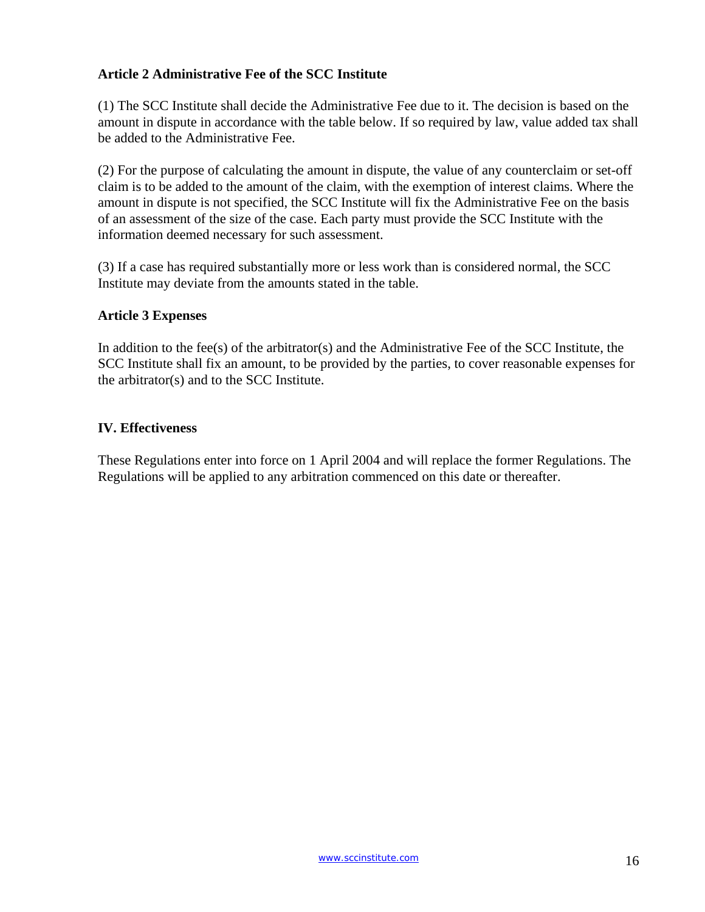### Article 2 Administrative Fee of the SCC Institute

(1) The SCC Institute shall decide the Administrative Fee due to it. The decision is based on the amount in dispute in accordance with the table below. If so required by law, value added tax shall be added to the Administrative Fee.

(2) For the purpose of calculating the amount in dispute, the value of any counterclaim or set-off claim is to be added to the amount of the claim, with the exemption of interest claims. Where the amount in dispute is not specified, the SCC Institute will fix the Administrative Fee on the basis of an assessment of the size of the case. Each party must provide the SCC Institute with the information deemed necessary for such assessment.

(3) If a case has required substantially more or less work than is considered normal, the SCC Institute may deviate from the amounts stated in the table.

### Article 3 Expenses

In addition to the fee(s) of the arbitrator(s) and the Administrative Fee of the SCC Institute, the SCC Institute shall fix an amount, to be provided by the parties, to cover reasonable expenses for the arbitrator(s) and to the SCC Institute.

## IV. Effectiveness

These Regulations enter into force on 1 April 2004 and will replace the former Regulations. The Regulations will be applied to any arbitration commenced on this date or thereafter.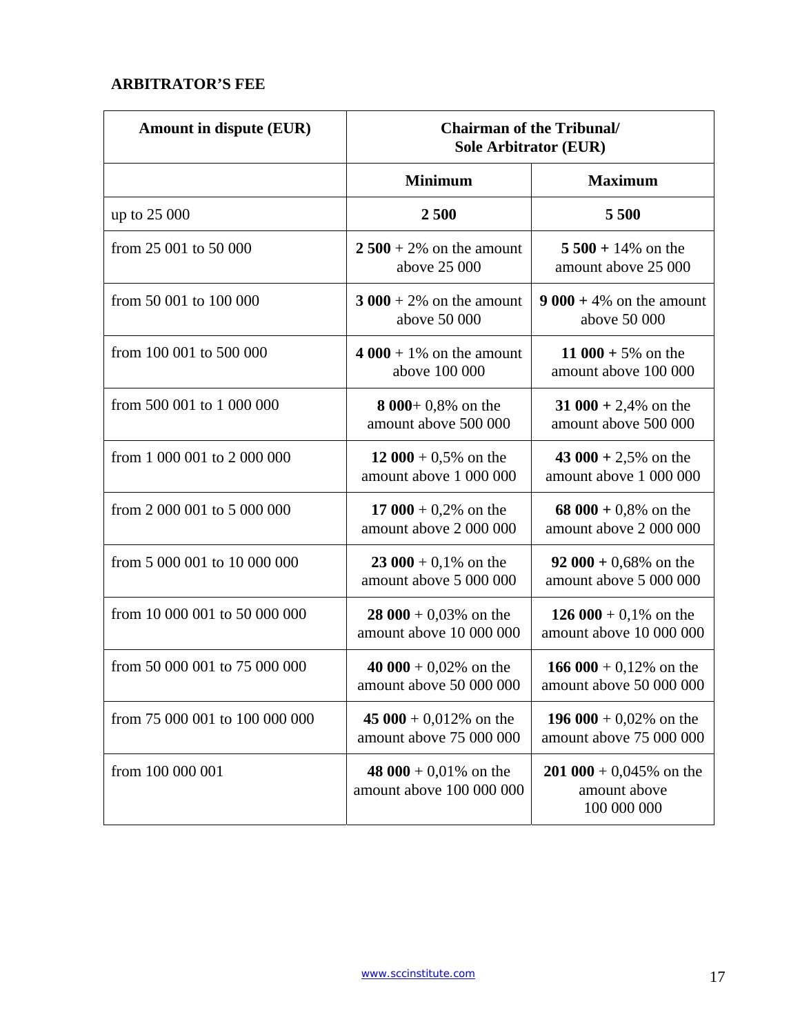**ARBITRATOR'S FEE**

| Amount in dispute (EUR) | Chairman of the Tribunal/ Sole Arbitrator (EUR) | |
|---|---|---|
| | **Minimum** | **Maximum** |
| up to 25 000 | **2 500** | **5 500** |
| from 25 001 to 50 000 | **2 500** + 2% on the amount above 25 000 | **5 500 +** 14% on the amount above 25 000 |
| from 50 001 to 100 000 | **3 000** + 2% on the amount above 50 000 | **9 000 +** 4% on the amount above 50 000 |
| from 100 001 to 500 000 | **4 000** + 1% on the amount above 100 000 | **11 000 +** 5% on the amount above 100 000 |
| from 500 001 to 1 000 000 | **8 000**+ 0,8% on the amount above 500 000 | **31 000 +** 2,4% on the amount above 500 000 |
| from 1 000 001 to 2 000 000 | **12 000** + 0,5% on the amount above 1 000 000 | **43 000 +** 2,5% on the amount above 1 000 000 |
| from 2 000 001 to 5 000 000 | **17 000** + 0,2% on the amount above 2 000 000 | **68 000 +** 0,8% on the amount above 2 000 000 |
| from 5 000 001 to 10 000 000 | **23 000** + 0,1% on the amount above 5 000 000 | **92 000 +** 0,68% on the amount above 5 000 000 |
| from 10 000 001 to 50 000 000 | **28 000** + 0,03% on the amount above 10 000 000 | **126 000** + 0,1% on the amount above 10 000 000 |
| from 50 000 001 to 75 000 000 | **40 000** + 0,02% on the amount above 50 000 000 | **166 000** + 0,12% on the amount above 50 000 000 |
| from 75 000 001 to 100 000 000 | **45 000** + 0,012% on the amount above 75 000 000 | **196 000** + 0,02% on the amount above 75 000 000 |
| from 100 000 001 | **48 000** + 0,01% on the amount above 100 000 000 | **201 000** + 0,045% on the amount above 100 000 000 |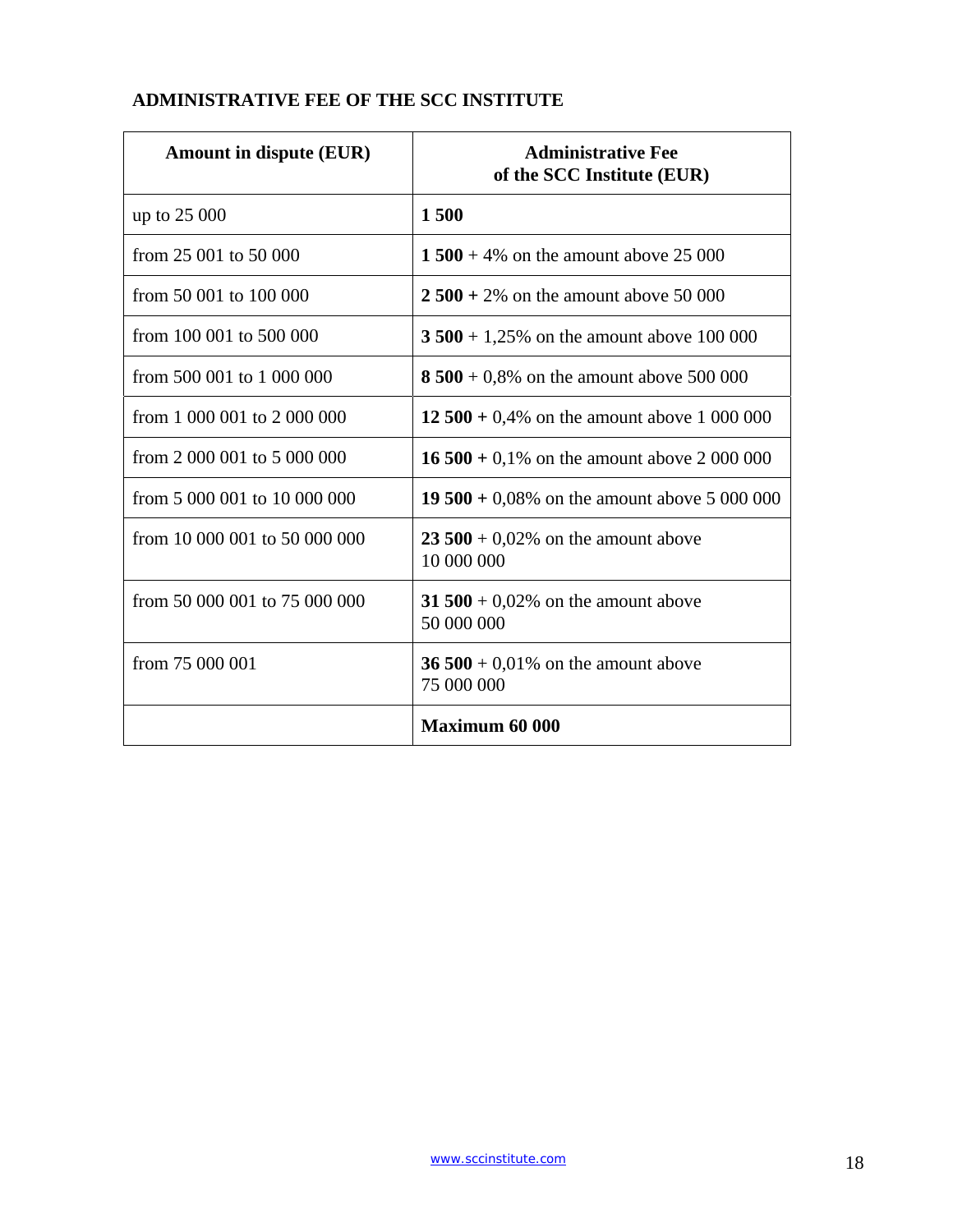**ADMINISTRATIVE FEE OF THE SCC INSTITUTE**

| Amount in dispute (EUR) | Administrative Fee of the SCC Institute (EUR) |
|---|---|
| up to 25 000 | **1 500** |
| from 25 001 to 50 000 | **1 500** + 4% on the amount above 25 000 |
| from 50 001 to 100 000 | **2 500 +** 2% on the amount above 50 000 |
| from 100 001 to 500 000 | **3 500** + 1,25% on the amount above 100 000 |
| from 500 001 to 1 000 000 | **8 500** + 0,8% on the amount above 500 000 |
| from 1 000 001 to 2 000 000 | **12 500 +** 0,4% on the amount above 1 000 000 |
| from 2 000 001 to 5 000 000 | **16 500 +** 0,1% on the amount above 2 000 000 |
| from 5 000 001 to 10 000 000 | **19 500 +** 0,08% on the amount above 5 000 000 |
| from 10 000 001 to 50 000 000 | **23 500** + 0,02% on the amount above 10 000 000 |
| from 50 000 001 to 75 000 000 | **31 500** + 0,02% on the amount above 50 000 000 |
| from 75 000 001 | **36 500** + 0,01% on the amount above 75 000 000 |
| | **Maximum 60 000** |

www.sccinstitute.com